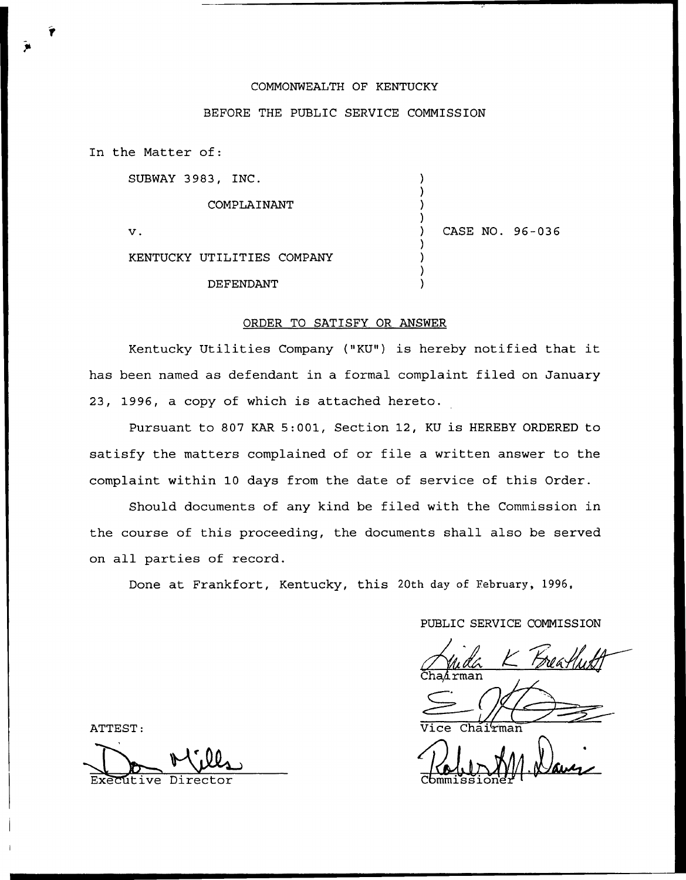COMMONWEALTH OF KENTUCKY

BEFORE THE PUBLIC SERVICE COMMISSION

In the Matter of:

SUBWAY 3983, INC.

COMPLAINANT

v.

KENTUCKY UTILITIES COMPANY

DEFENDANT

) CASE NO. 96-036

ORDER TO SATISFY OR ANSWER

Kentucky Utilities Company ("KU") is hereby notified that it has been named as defendant in a formal complaint filed on January 23, 1996, a copy of which is attached hereto.

Pursuant to 807 KAR 5:001, Section 12, KU is HEREBY ORDERED to satisfy the matters complained of or file a written answer to the complaint within 10 days from the date of service of this Order.

Should documents of any kind be filed with the Commission in the course of this proceeding, the documents shall also be served on all parties of record.

Done at Frankfort, Kentucky, this 20th day of February, 1996.

PUBLIC SERVICE COMMISSION

Chairman

Vice Chairman

Commissioner

ATTEST:

Executive Director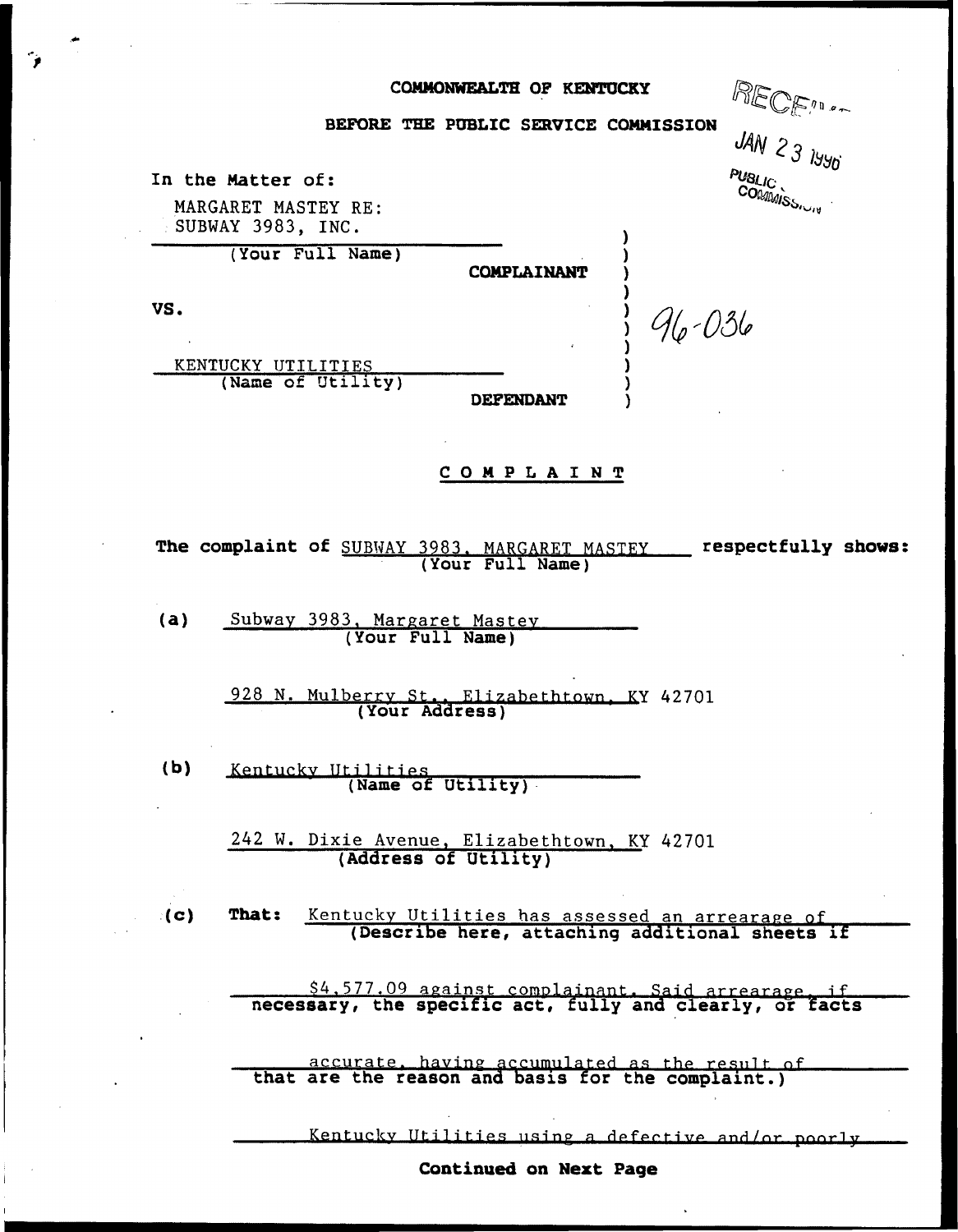**COMMONWEALTH OF KENTUCKY**

**BEFORE THE PUBLIC SERVICE COMMISSION**

RECEIVED
JAN 23 1996
PUBLIC SERVICE COMMISSION

In the Matter of:

MARGARET MASTEY RE:
SUBWAY 3983, INC.
(Your Full Name)

**COMPLAINANT**

VS.

96-036

KENTUCKY UTILITIES
(Name of Utility)

**DEFENDANT**

**C O M P L A I N T**

**The complaint of** SUBWAY 3983, MARGARET MASTEY **respectfully shows:**
(Your Full Name)

**(a)** Subway 3983, Margaret Mastey
(Your Full Name)

928 N. Mulberry St., Elizabethtown, KY 42701
(Your Address)

**(b)** Kentucky Utilities
(Name of Utility)

242 W. Dixie Avenue, Elizabethtown, KY 42701
(Address of Utility)

**(c) That:** Kentucky Utilities has assessed an arrearage of $4,577.09 against complainant. Said arrearage, if accurate, having accumulated as the result of Kentucky Utilities using a defective and/or poorly

**(Describe here, attaching additional sheets if necessary, the specific act, fully and clearly, or facts that are the reason and basis for the complaint.)**

**Continued on Next Page**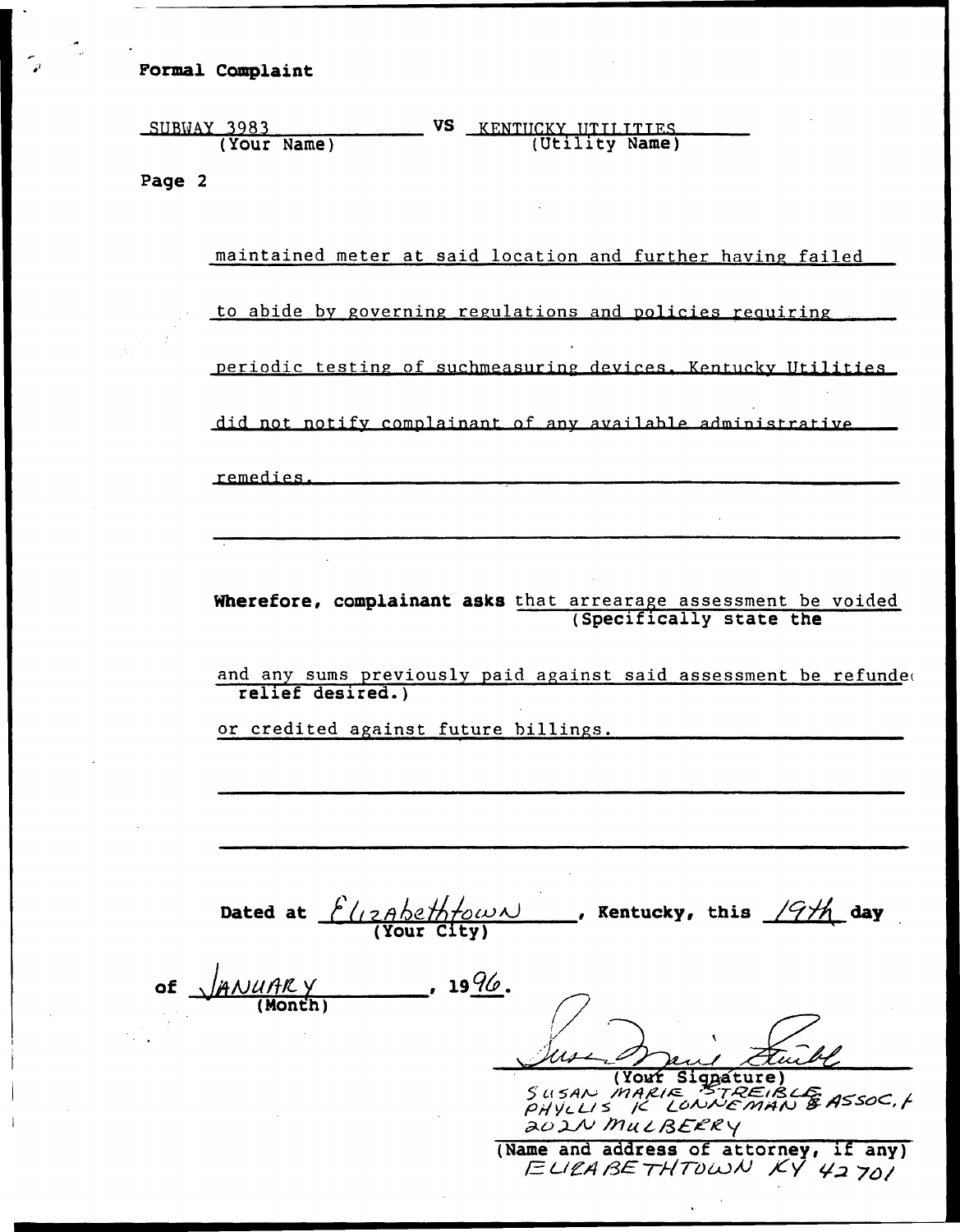**Formal Complaint**

SUBWAY 3983 **VS** KENTUCKY UTILITIES
(Your Name) (Utility Name)

**Page 2**

maintained meter at said location and further having failed to abide by governing regulations and policies requiring periodic testing of suchmeasuring devices. Kentucky Utilities did not notify complainant of any available administrative remedies.

**Wherefore, complainant asks** that arrearage assessment be voided and any sums previously paid against said assessment be refunde( or credited against future billings.
(Specifically state the relief desired.)

**Dated at** Elizabethtown **, Kentucky, this** 19th **day**
(Your City)

**of** JANUARY **, 19**96.
(Month)

(Your Signature)

SUSAN MARIE STREIBLE
PHYLLIS K LONNEMAN & ASSOC, P
202 N MULBERRY
ELIZABETHTOWN KY 42701

(Name and address of attorney, if any)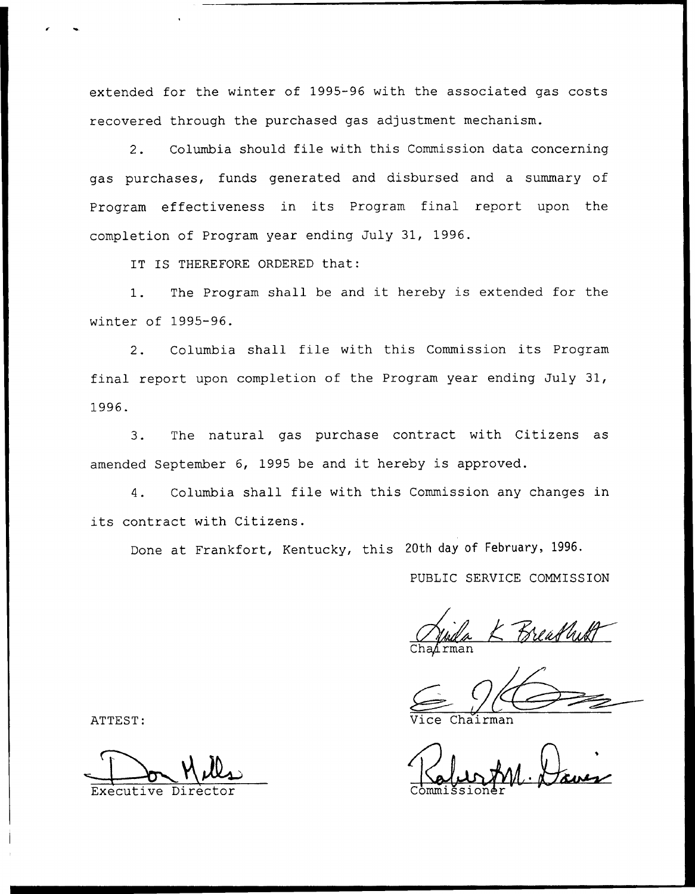extended for the winter of 1995-96 with the associated gas costs recovered through the purchased gas adjustment mechanism.

2. Columbia should file with this Commission data concerning gas purchases, funds generated and disbursed and a summary of Program effectiveness in its Program final report upon the completion of Program year ending July 31, 1996.

IT IS THEREFORE ORDERED that:

1. The Program shall be and it hereby is extended for the winter of 1995-96.

2. Columbia shall file with this Commission its Program final report upon completion of the Program year ending July 31, 1996.

3. The natural gas purchase contract with Citizens as amended September 6, 1995 be and it hereby is approved.

4. Columbia shall file with this Commission any changes in its contract with Citizens.

Done at Frankfort, Kentucky, this 20th day of February, 1996.

PUBLIC SERVICE COMMISSION

Chairman

Vice Chairman

Commissioner

ATTEST:

Executive Director